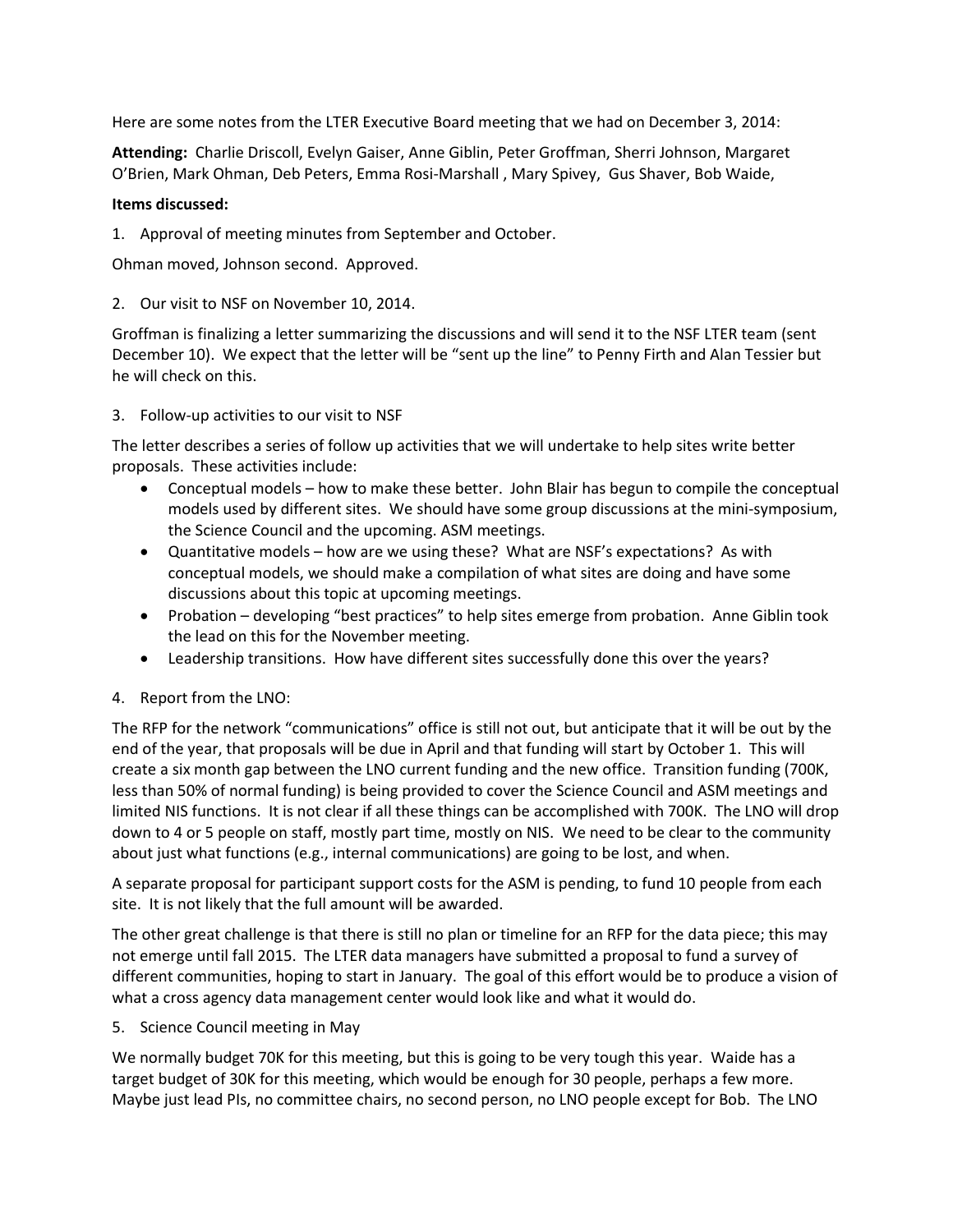Here are some notes from the LTER Executive Board meeting that we had on December 3, 2014:

**Attending:** Charlie Driscoll, Evelyn Gaiser, Anne Giblin, Peter Groffman, Sherri Johnson, Margaret O'Brien, Mark Ohman, Deb Peters, Emma Rosi-Marshall , Mary Spivey, Gus Shaver, Bob Waide,

**Items discussed:**

1. Approval of meeting minutes from September and October.

Ohman moved, Johnson second. Approved.

2. Our visit to NSF on November 10, 2014.

Groffman is finalizing a letter summarizing the discussions and will send it to the NSF LTER team (sent December 10). We expect that the letter will be "sent up the line" to Penny Firth and Alan Tessier but he will check on this.

3. Follow-up activities to our visit to NSF

The letter describes a series of follow up activities that we will undertake to help sites write better proposals. These activities include:

- Conceptual models – how to make these better. John Blair has begun to compile the conceptual models used by different sites. We should have some group discussions at the mini-symposium, the Science Council and the upcoming. ASM meetings.
- Quantitative models – how are we using these? What are NSF's expectations? As with conceptual models, we should make a compilation of what sites are doing and have some discussions about this topic at upcoming meetings.
- Probation – developing "best practices" to help sites emerge from probation. Anne Giblin took the lead on this for the November meeting.
- Leadership transitions. How have different sites successfully done this over the years?

4. Report from the LNO:

The RFP for the network "communications" office is still not out, but anticipate that it will be out by the end of the year, that proposals will be due in April and that funding will start by October 1. This will create a six month gap between the LNO current funding and the new office. Transition funding (700K, less than 50% of normal funding) is being provided to cover the Science Council and ASM meetings and limited NIS functions. It is not clear if all these things can be accomplished with 700K. The LNO will drop down to 4 or 5 people on staff, mostly part time, mostly on NIS. We need to be clear to the community about just what functions (e.g., internal communications) are going to be lost, and when.

A separate proposal for participant support costs for the ASM is pending, to fund 10 people from each site. It is not likely that the full amount will be awarded.

The other great challenge is that there is still no plan or timeline for an RFP for the data piece; this may not emerge until fall 2015. The LTER data managers have submitted a proposal to fund a survey of different communities, hoping to start in January. The goal of this effort would be to produce a vision of what a cross agency data management center would look like and what it would do.

5. Science Council meeting in May

We normally budget 70K for this meeting, but this is going to be very tough this year. Waide has a target budget of 30K for this meeting, which would be enough for 30 people, perhaps a few more. Maybe just lead PIs, no committee chairs, no second person, no LNO people except for Bob. The LNO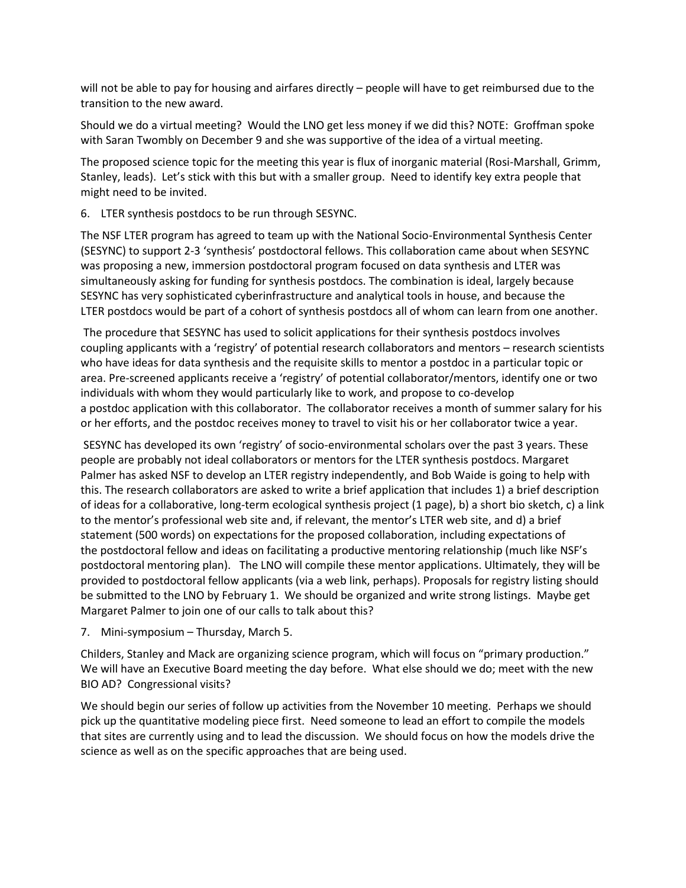will not be able to pay for housing and airfares directly – people will have to get reimbursed due to the transition to the new award.

Should we do a virtual meeting? Would the LNO get less money if we did this? NOTE: Groffman spoke with Saran Twombly on December 9 and she was supportive of the idea of a virtual meeting.

The proposed science topic for the meeting this year is flux of inorganic material (Rosi-Marshall, Grimm, Stanley, leads). Let's stick with this but with a smaller group. Need to identify key extra people that might need to be invited.

6. LTER synthesis postdocs to be run through SESYNC.

The NSF LTER program has agreed to team up with the National Socio-Environmental Synthesis Center (SESYNC) to support 2-3 'synthesis' postdoctoral fellows. This collaboration came about when SESYNC was proposing a new, immersion postdoctoral program focused on data synthesis and LTER was simultaneously asking for funding for synthesis postdocs. The combination is ideal, largely because SESYNC has very sophisticated cyberinfrastructure and analytical tools in house, and because the LTER postdocs would be part of a cohort of synthesis postdocs all of whom can learn from one another.

The procedure that SESYNC has used to solicit applications for their synthesis postdocs involves coupling applicants with a 'registry' of potential research collaborators and mentors – research scientists who have ideas for data synthesis and the requisite skills to mentor a postdoc in a particular topic or area. Pre-screened applicants receive a 'registry' of potential collaborator/mentors, identify one or two individuals with whom they would particularly like to work, and propose to co-develop a postdoc application with this collaborator. The collaborator receives a month of summer salary for his or her efforts, and the postdoc receives money to travel to visit his or her collaborator twice a year.

SESYNC has developed its own 'registry' of socio-environmental scholars over the past 3 years. These people are probably not ideal collaborators or mentors for the LTER synthesis postdocs. Margaret Palmer has asked NSF to develop an LTER registry independently, and Bob Waide is going to help with this. The research collaborators are asked to write a brief application that includes 1) a brief description of ideas for a collaborative, long-term ecological synthesis project (1 page), b) a short bio sketch, c) a link to the mentor's professional web site and, if relevant, the mentor's LTER web site, and d) a brief statement (500 words) on expectations for the proposed collaboration, including expectations of the postdoctoral fellow and ideas on facilitating a productive mentoring relationship (much like NSF's postdoctoral mentoring plan). The LNO will compile these mentor applications. Ultimately, they will be provided to postdoctoral fellow applicants (via a web link, perhaps). Proposals for registry listing should be submitted to the LNO by February 1. We should be organized and write strong listings. Maybe get Margaret Palmer to join one of our calls to talk about this?

7. Mini-symposium – Thursday, March 5.

Childers, Stanley and Mack are organizing science program, which will focus on "primary production." We will have an Executive Board meeting the day before. What else should we do; meet with the new BIO AD? Congressional visits?

We should begin our series of follow up activities from the November 10 meeting. Perhaps we should pick up the quantitative modeling piece first. Need someone to lead an effort to compile the models that sites are currently using and to lead the discussion. We should focus on how the models drive the science as well as on the specific approaches that are being used.